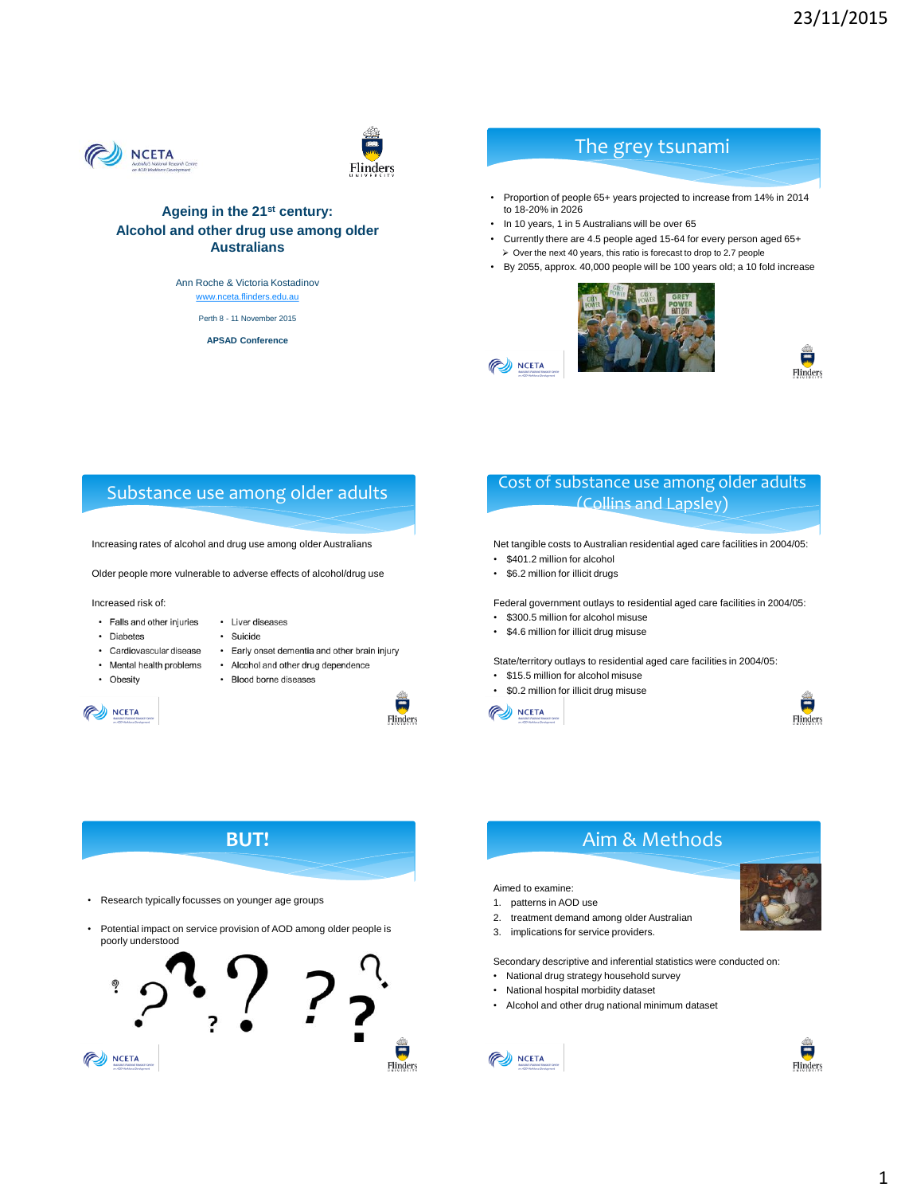# Ageing in the 21st century: Alcohol and other drug use among older Australians

Ann Roche & Victoria Kostadinov

www.nceta.flinders.edu.au

Perth 8 - 11 November 2015

**APSAD Conference**

## The grey tsunami

- Proportion of people 65+ years projected to increase from 14% in 2014 to 18-20% in 2026
- In 10 years, 1 in 5 Australians will be over 65
- Currently there are 4.5 people aged 15-64 for every person aged 65+
  - Over the next 40 years, this ratio is forecast to drop to 2.7 people
- By 2055, approx. 40,000 people will be 100 years old; a 10 fold increase

## Substance use among older adults

Increasing rates of alcohol and drug use among older Australians

Older people more vulnerable to adverse effects of alcohol/drug use

Increased risk of:

- Falls and other injuries
- Diabetes
- Cardiovascular disease
- Mental health problems
- Obesity
- Liver diseases
- Suicide
- Early onset dementia and other brain injury
- Alcohol and other drug dependence
- Blood borne diseases

## Cost of substance use among older adults (Collins and Lapsley)

Net tangible costs to Australian residential aged care facilities in 2004/05:

- $401.2 million for alcohol
- $6.2 million for illicit drugs

Federal government outlays to residential aged care facilities in 2004/05:

- $300.5 million for alcohol misuse
- $4.6 million for illicit drug misuse

State/territory outlays to residential aged care facilities in 2004/05:

- $15.5 million for alcohol misuse
- $0.2 million for illicit drug misuse

## BUT!

- Research typically focusses on younger age groups
- Potential impact on service provision of AOD among older people is poorly understood

## Aim & Methods

Aimed to examine:

1. patterns in AOD use
2. treatment demand among older Australian
3. implications for service providers.

Secondary descriptive and inferential statistics were conducted on:

- National drug strategy household survey
- National hospital morbidity dataset
- Alcohol and other drug national minimum dataset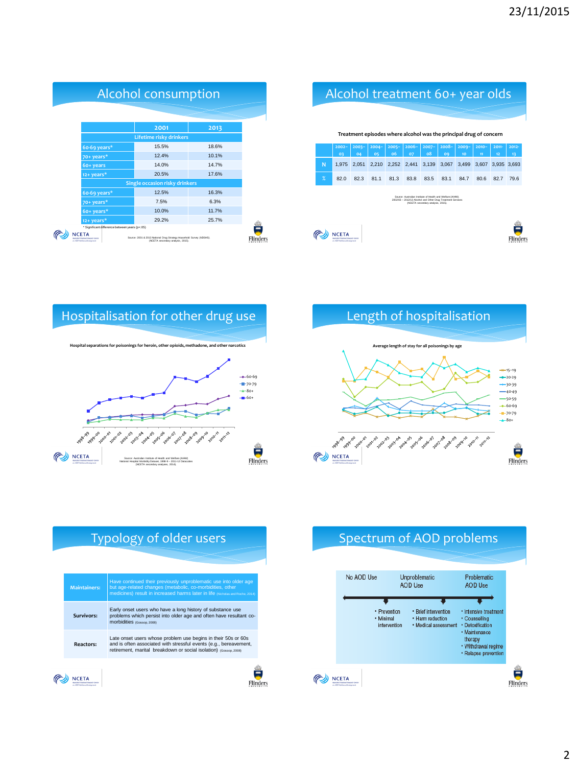## Alcohol consumption

| | 2001 | 2013 |
|---|---|---|
| **Lifetime risky drinkers** | | |
| 60-69 years* | 15.5% | 18.6% |
| 70+ years* | 12.4% | 10.1% |
| 60+ years | 14.0% | 14.7% |
| 12+ years* | 20.5% | 17.6% |
| **Single occasion risky drinkers** | | |
| 60-69 years* | 12.5% | 16.3% |
| 70+ years* | 7.5% | 6.3% |
| 60+ years* | 10.0% | 11.7% |
| 12+ years* | 29.2% | 25.7% |

* Significant difference between years (p<.05)

Source: 2001 & 2013 National Drug Strategy Household Survey (NDSHS). (NCETA secondary analysis, 2015).

## Alcohol treatment 60+ year olds

Treatment episodes where alcohol was the principal drug of concern

| | 2002–03 | 2003–04 | 2004–05 | 2005–06 | 2006–07 | 2007–08 | 2008–09 | 2009–10 | 2010–11 | 2011-12 | 2012-13 |
|---|---|---|---|---|---|---|---|---|---|---|---|
| N | 1,975 | 2,051 | 2,210 | 2,252 | 2,441 | 3,139 | 3,067 | 3,499 | 3,607 | 3,935 | 3,693 |
| % | 82.0 | 82.3 | 81.1 | 81.3 | 83.8 | 83.5 | 83.1 | 84.7 | 80.6 | 82.7 | 79.6 |

Source: Australian Institute of Health and Welfare (AIHW). 2002/03 – 2012/13 Alcohol and Other Drug Treatment Services (NCETA secondary analysis, 2015).

## Hospitalisation for other drug use

Hospital separations for poisonings for heroin, other opioids, methadone, and other narcotics

Source: Australian Institute of Health and Welfare (AIHW) National Hospital Morbidity Dataset, 1998-9 – 2011-12 Datacubes (NCETA secondary analyses, 2014).

## Length of hospitalisation

Average length of stay for all poisonings by age

## Typology of older users

| | |
|---|---|
| **Maintainers:** | Have continued their previously unproblematic use into older age but age-related changes (metabolic, co-morbidities, other medicines) result in increased harms later in life (Nicholas and Roche, 2014) |
| **Survivors:** | Early onset users who have a long history of substance use problems which persist into older age and often have resultant co-morbidities (Gossop, 2008) |
| **Reactors:** | Late onset users whose problem use begins in their 50s or 60s and is often associated with stressful events (e.g., bereavement, retirement, marital breakdown or social isolation) (Gossop, 2008) |

## Spectrum of AOD problems

No AOD Use — Unproblematic AOD Use — Problematic AOD Use

- Prevention
- Minimal intervention

- Brief intervention
- Harm reduction
- Medical assessment

- Intensive treatment
- Counselling
- Detoxification
- Maintenance therapy
- Withdrawal regime
- Relapse prevention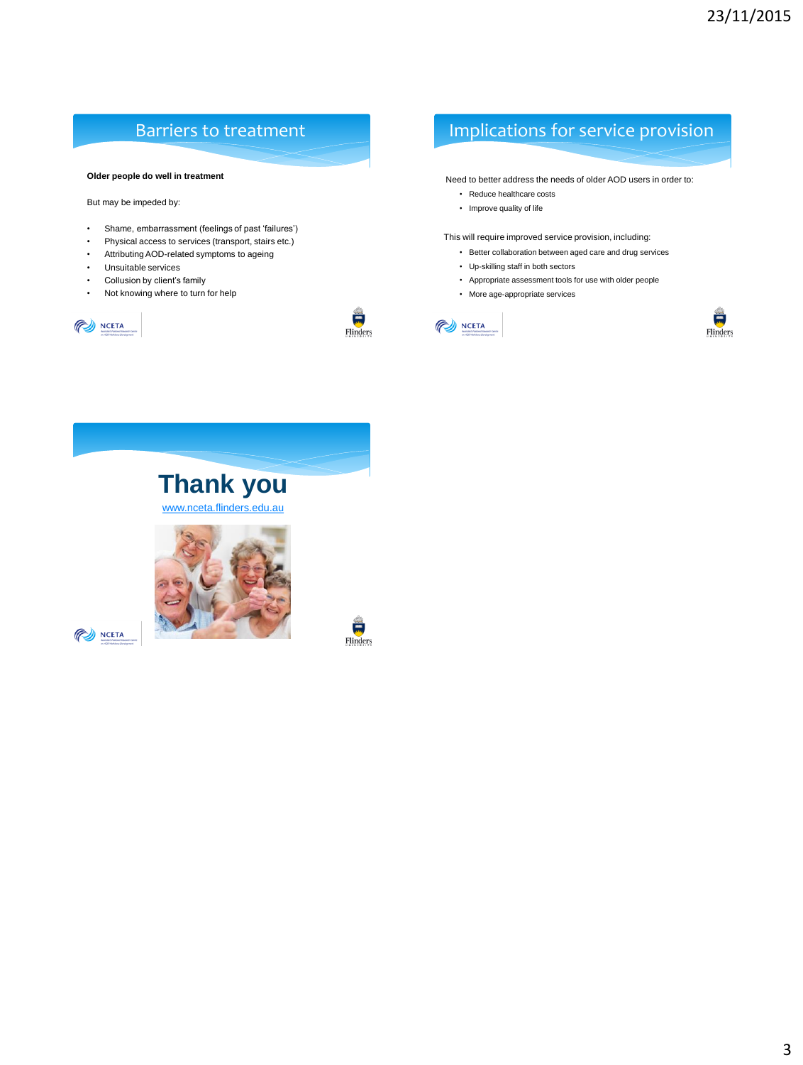## Barriers to treatment

**Older people do well in treatment**

But may be impeded by:

- Shame, embarrassment (feelings of past 'failures')
- Physical access to services (transport, stairs etc.)
- Attributing AOD-related symptoms to ageing
- Unsuitable services
- Collusion by client's family
- Not knowing where to turn for help

## Implications for service provision

Need to better address the needs of older AOD users in order to:

- Reduce healthcare costs
- Improve quality of life

This will require improved service provision, including:

- Better collaboration between aged care and drug services
- Up-skilling staff in both sectors
- Appropriate assessment tools for use with older people
- More age-appropriate services

# Thank you

www.nceta.flinders.edu.au